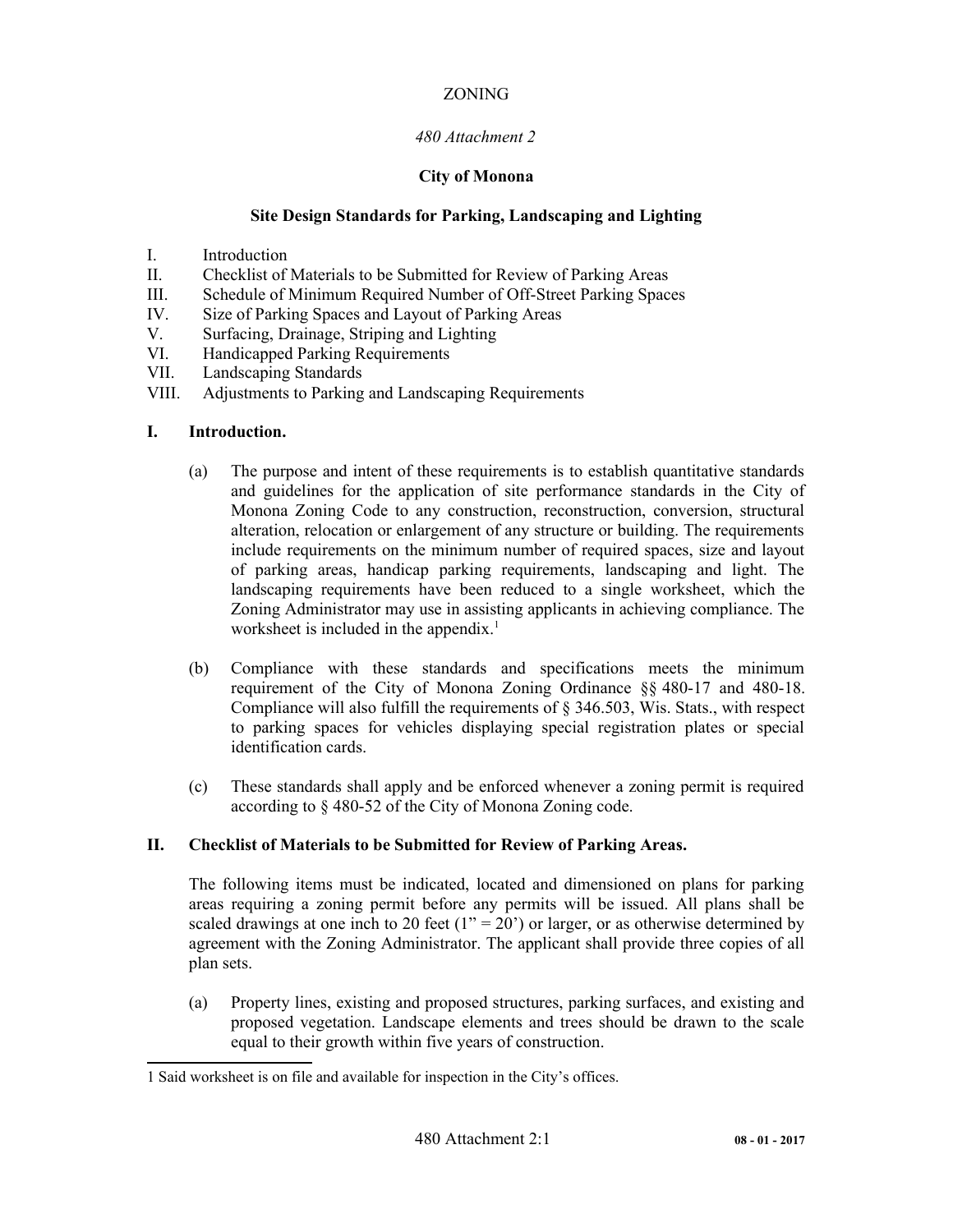ZONING

*480 Attachment 2*

**City of Monona**

**Site Design Standards for Parking, Landscaping and Lighting**

I. Introduction
II. Checklist of Materials to be Submitted for Review of Parking Areas
III. Schedule of Minimum Required Number of Off-Street Parking Spaces
IV. Size of Parking Spaces and Layout of Parking Areas
V. Surfacing, Drainage, Striping and Lighting
VI. Handicapped Parking Requirements
VII. Landscaping Standards
VIII. Adjustments to Parking and Landscaping Requirements

## I. Introduction.

(a) The purpose and intent of these requirements is to establish quantitative standards and guidelines for the application of site performance standards in the City of Monona Zoning Code to any construction, reconstruction, conversion, structural alteration, relocation or enlargement of any structure or building. The requirements include requirements on the minimum number of required spaces, size and layout of parking areas, handicap parking requirements, landscaping and light. The landscaping requirements have been reduced to a single worksheet, which the Zoning Administrator may use in assisting applicants in achieving compliance. The worksheet is included in the appendix.[1]

(b) Compliance with these standards and specifications meets the minimum requirement of the City of Monona Zoning Ordinance §§ 480-17 and 480-18. Compliance will also fulfill the requirements of § 346.503, Wis. Stats., with respect to parking spaces for vehicles displaying special registration plates or special identification cards.

(c) These standards shall apply and be enforced whenever a zoning permit is required according to § 480-52 of the City of Monona Zoning code.

## II. Checklist of Materials to be Submitted for Review of Parking Areas.

The following items must be indicated, located and dimensioned on plans for parking areas requiring a zoning permit before any permits will be issued. All plans shall be scaled drawings at one inch to 20 feet (1" = 20') or larger, or as otherwise determined by agreement with the Zoning Administrator. The applicant shall provide three copies of all plan sets.

(a) Property lines, existing and proposed structures, parking surfaces, and existing and proposed vegetation. Landscape elements and trees should be drawn to the scale equal to their growth within five years of construction.

---

1 Said worksheet is on file and available for inspection in the City's offices.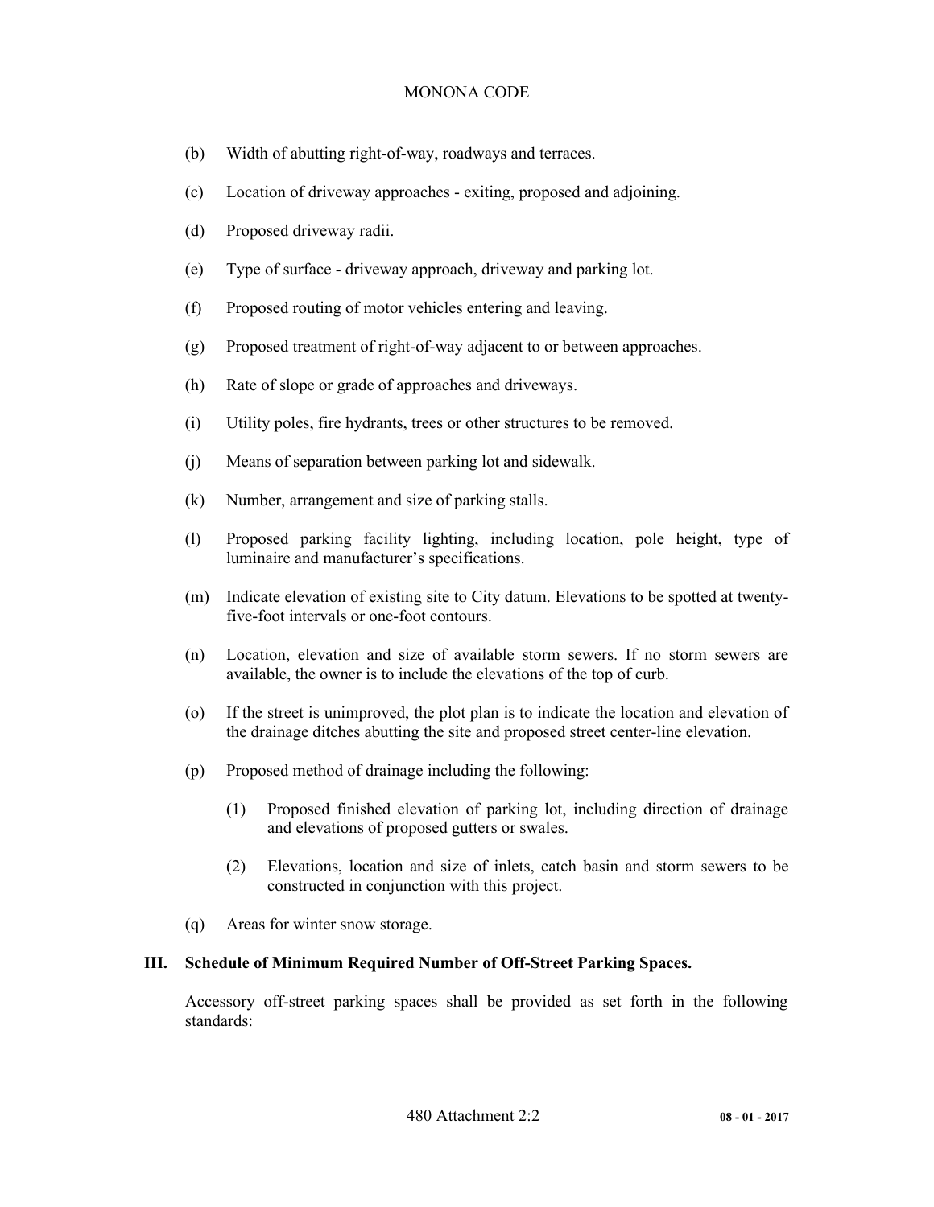(b) Width of abutting right-of-way, roadways and terraces.

(c) Location of driveway approaches - exiting, proposed and adjoining.

(d) Proposed driveway radii.

(e) Type of surface - driveway approach, driveway and parking lot.

(f) Proposed routing of motor vehicles entering and leaving.

(g) Proposed treatment of right-of-way adjacent to or between approaches.

(h) Rate of slope or grade of approaches and driveways.

(i) Utility poles, fire hydrants, trees or other structures to be removed.

(j) Means of separation between parking lot and sidewalk.

(k) Number, arrangement and size of parking stalls.

(l) Proposed parking facility lighting, including location, pole height, type of luminaire and manufacturer's specifications.

(m) Indicate elevation of existing site to City datum. Elevations to be spotted at twenty-five-foot intervals or one-foot contours.

(n) Location, elevation and size of available storm sewers. If no storm sewers are available, the owner is to include the elevations of the top of curb.

(o) If the street is unimproved, the plot plan is to indicate the location and elevation of the drainage ditches abutting the site and proposed street center-line elevation.

(p) Proposed method of drainage including the following:

  (1) Proposed finished elevation of parking lot, including direction of drainage and elevations of proposed gutters or swales.

  (2) Elevations, location and size of inlets, catch basin and storm sewers to be constructed in conjunction with this project.

(q) Areas for winter snow storage.

## III. Schedule of Minimum Required Number of Off-Street Parking Spaces.

Accessory off-street parking spaces shall be provided as set forth in the following standards: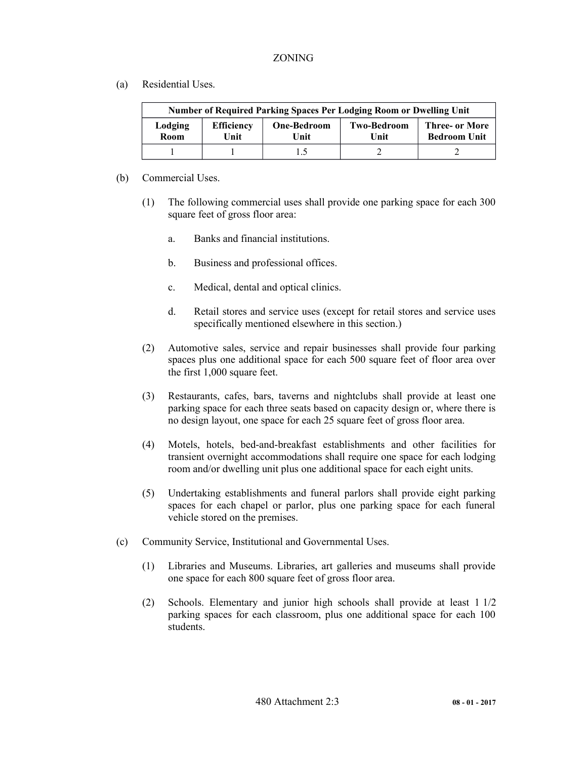(a) Residential Uses.

| Number of Required Parking Spaces Per Lodging Room or Dwelling Unit | | | | |
|---|---|---|---|---|
| **Lodging Room** | **Efficiency Unit** | **One-Bedroom Unit** | **Two-Bedroom Unit** | **Three- or More Bedroom Unit** |
| 1 | 1 | 1.5 | 2 | 2 |

(b) Commercial Uses.

(1) The following commercial uses shall provide one parking space for each 300 square feet of gross floor area:

a. Banks and financial institutions.

b. Business and professional offices.

c. Medical, dental and optical clinics.

d. Retail stores and service uses (except for retail stores and service uses specifically mentioned elsewhere in this section.)

(2) Automotive sales, service and repair businesses shall provide four parking spaces plus one additional space for each 500 square feet of floor area over the first 1,000 square feet.

(3) Restaurants, cafes, bars, taverns and nightclubs shall provide at least one parking space for each three seats based on capacity design or, where there is no design layout, one space for each 25 square feet of gross floor area.

(4) Motels, hotels, bed-and-breakfast establishments and other facilities for transient overnight accommodations shall require one space for each lodging room and/or dwelling unit plus one additional space for each eight units.

(5) Undertaking establishments and funeral parlors shall provide eight parking spaces for each chapel or parlor, plus one parking space for each funeral vehicle stored on the premises.

(c) Community Service, Institutional and Governmental Uses.

(1) Libraries and Museums. Libraries, art galleries and museums shall provide one space for each 800 square feet of gross floor area.

(2) Schools. Elementary and junior high schools shall provide at least 1 1/2 parking spaces for each classroom, plus one additional space for each 100 students.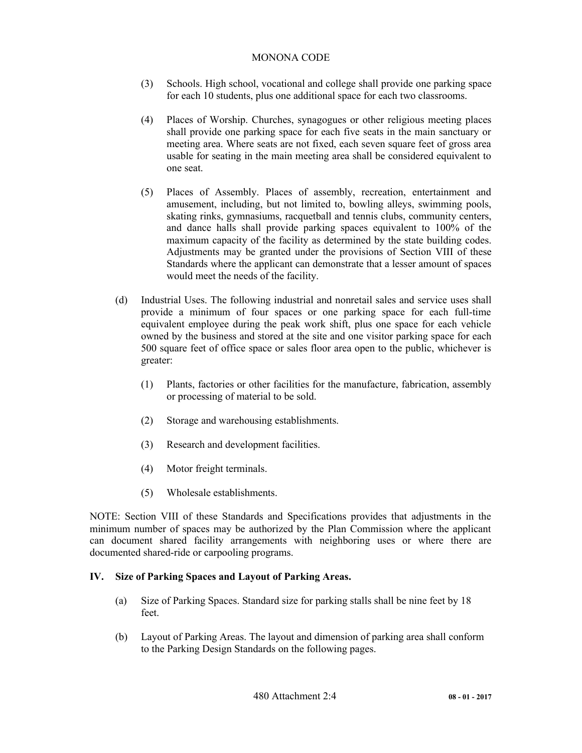(3) Schools. High school, vocational and college shall provide one parking space for each 10 students, plus one additional space for each two classrooms.

(4) Places of Worship. Churches, synagogues or other religious meeting places shall provide one parking space for each five seats in the main sanctuary or meeting area. Where seats are not fixed, each seven square feet of gross area usable for seating in the main meeting area shall be considered equivalent to one seat.

(5) Places of Assembly. Places of assembly, recreation, entertainment and amusement, including, but not limited to, bowling alleys, swimming pools, skating rinks, gymnasiums, racquetball and tennis clubs, community centers, and dance halls shall provide parking spaces equivalent to 100% of the maximum capacity of the facility as determined by the state building codes. Adjustments may be granted under the provisions of Section VIII of these Standards where the applicant can demonstrate that a lesser amount of spaces would meet the needs of the facility.

(d) Industrial Uses. The following industrial and nonretail sales and service uses shall provide a minimum of four spaces or one parking space for each full-time equivalent employee during the peak work shift, plus one space for each vehicle owned by the business and stored at the site and one visitor parking space for each 500 square feet of office space or sales floor area open to the public, whichever is greater:

(1) Plants, factories or other facilities for the manufacture, fabrication, assembly or processing of material to be sold.

(2) Storage and warehousing establishments.

(3) Research and development facilities.

(4) Motor freight terminals.

(5) Wholesale establishments.

NOTE: Section VIII of these Standards and Specifications provides that adjustments in the minimum number of spaces may be authorized by the Plan Commission where the applicant can document shared facility arrangements with neighboring uses or where there are documented shared-ride or carpooling programs.

## IV. Size of Parking Spaces and Layout of Parking Areas.

(a) Size of Parking Spaces. Standard size for parking stalls shall be nine feet by 18 feet.

(b) Layout of Parking Areas. The layout and dimension of parking area shall conform to the Parking Design Standards on the following pages.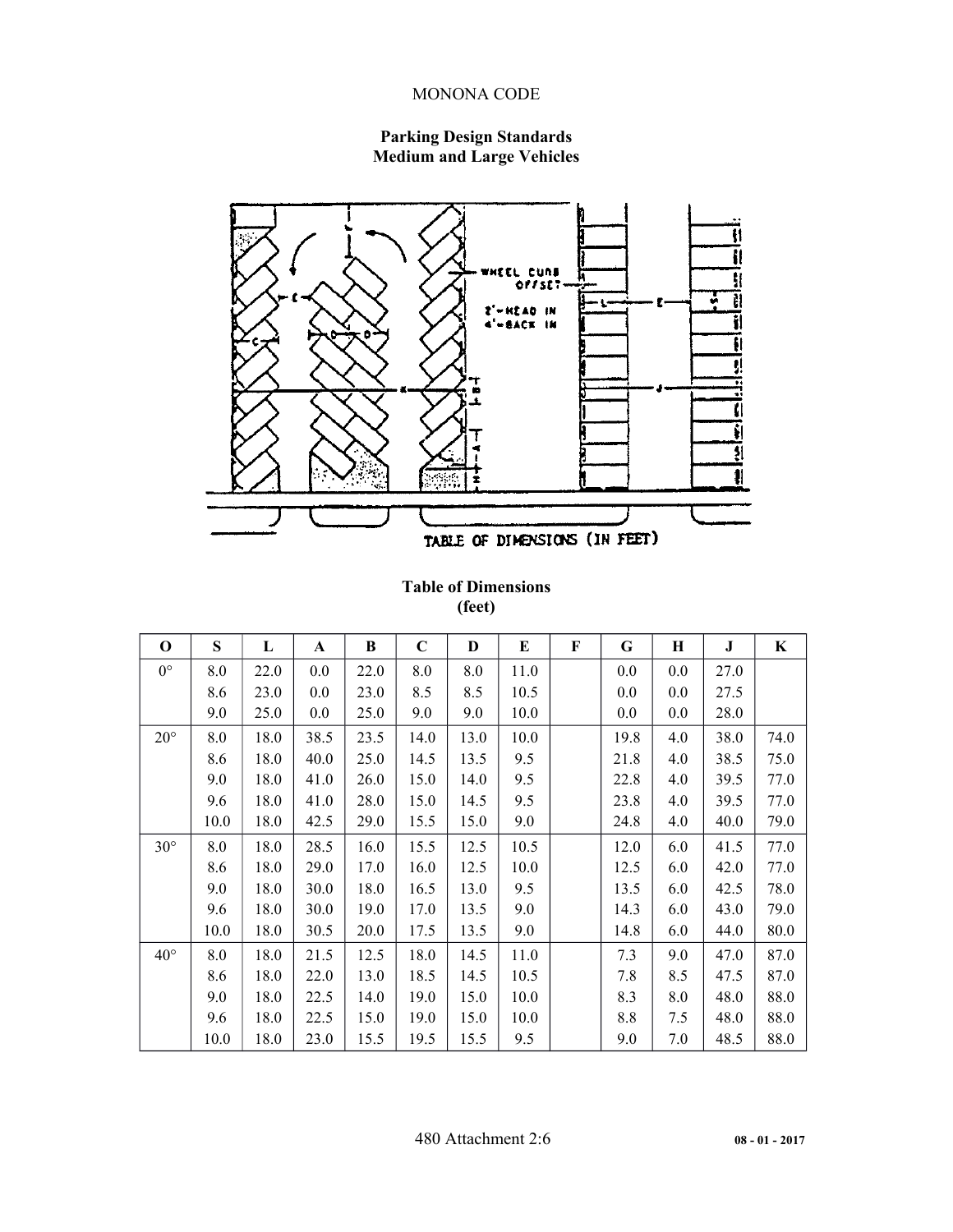## Parking Design Standards
## Medium and Large Vehicles

WHEEL CURB OFFSET

2' - HEAD IN
4' - BACK IN

TABLE OF DIMENSIONS (IN FEET)

### Table of Dimensions
### (feet)

| O | S | L | A | B | C | D | E | F | G | H | J | K |
|---|---|---|---|---|---|---|---|---|---|---|---|---|
| 0° | 8.0 | 22.0 | 0.0 | 22.0 | 8.0 | 8.0 | 11.0 | | 0.0 | 0.0 | 27.0 | |
| | 8.6 | 23.0 | 0.0 | 23.0 | 8.5 | 8.5 | 10.5 | | 0.0 | 0.0 | 27.5 | |
| | 9.0 | 25.0 | 0.0 | 25.0 | 9.0 | 9.0 | 10.0 | | 0.0 | 0.0 | 28.0 | |
| 20° | 8.0 | 18.0 | 38.5 | 23.5 | 14.0 | 13.0 | 10.0 | | 19.8 | 4.0 | 38.0 | 74.0 |
| | 8.6 | 18.0 | 40.0 | 25.0 | 14.5 | 13.5 | 9.5 | | 21.8 | 4.0 | 38.5 | 75.0 |
| | 9.0 | 18.0 | 41.0 | 26.0 | 15.0 | 14.0 | 9.5 | | 22.8 | 4.0 | 39.5 | 77.0 |
| | 9.6 | 18.0 | 41.0 | 28.0 | 15.0 | 14.5 | 9.5 | | 23.8 | 4.0 | 39.5 | 77.0 |
| | 10.0 | 18.0 | 42.5 | 29.0 | 15.5 | 15.0 | 9.0 | | 24.8 | 4.0 | 40.0 | 79.0 |
| 30° | 8.0 | 18.0 | 28.5 | 16.0 | 15.5 | 12.5 | 10.5 | | 12.0 | 6.0 | 41.5 | 77.0 |
| | 8.6 | 18.0 | 29.0 | 17.0 | 16.0 | 12.5 | 10.0 | | 12.5 | 6.0 | 42.0 | 77.0 |
| | 9.0 | 18.0 | 30.0 | 18.0 | 16.5 | 13.0 | 9.5 | | 13.5 | 6.0 | 42.5 | 78.0 |
| | 9.6 | 18.0 | 30.0 | 19.0 | 17.0 | 13.5 | 9.0 | | 14.3 | 6.0 | 43.0 | 79.0 |
| | 10.0 | 18.0 | 30.5 | 20.0 | 17.5 | 13.5 | 9.0 | | 14.8 | 6.0 | 44.0 | 80.0 |
| 40° | 8.0 | 18.0 | 21.5 | 12.5 | 18.0 | 14.5 | 11.0 | | 7.3 | 9.0 | 47.0 | 87.0 |
| | 8.6 | 18.0 | 22.0 | 13.0 | 18.5 | 14.5 | 10.5 | | 7.8 | 8.5 | 47.5 | 87.0 |
| | 9.0 | 18.0 | 22.5 | 14.0 | 19.0 | 15.0 | 10.0 | | 8.3 | 8.0 | 48.0 | 88.0 |
| | 9.6 | 18.0 | 22.5 | 15.0 | 19.0 | 15.0 | 10.0 | | 8.8 | 7.5 | 48.0 | 88.0 |
| | 10.0 | 18.0 | 23.0 | 15.5 | 19.5 | 15.5 | 9.5 | | 9.0 | 7.0 | 48.5 | 88.0 |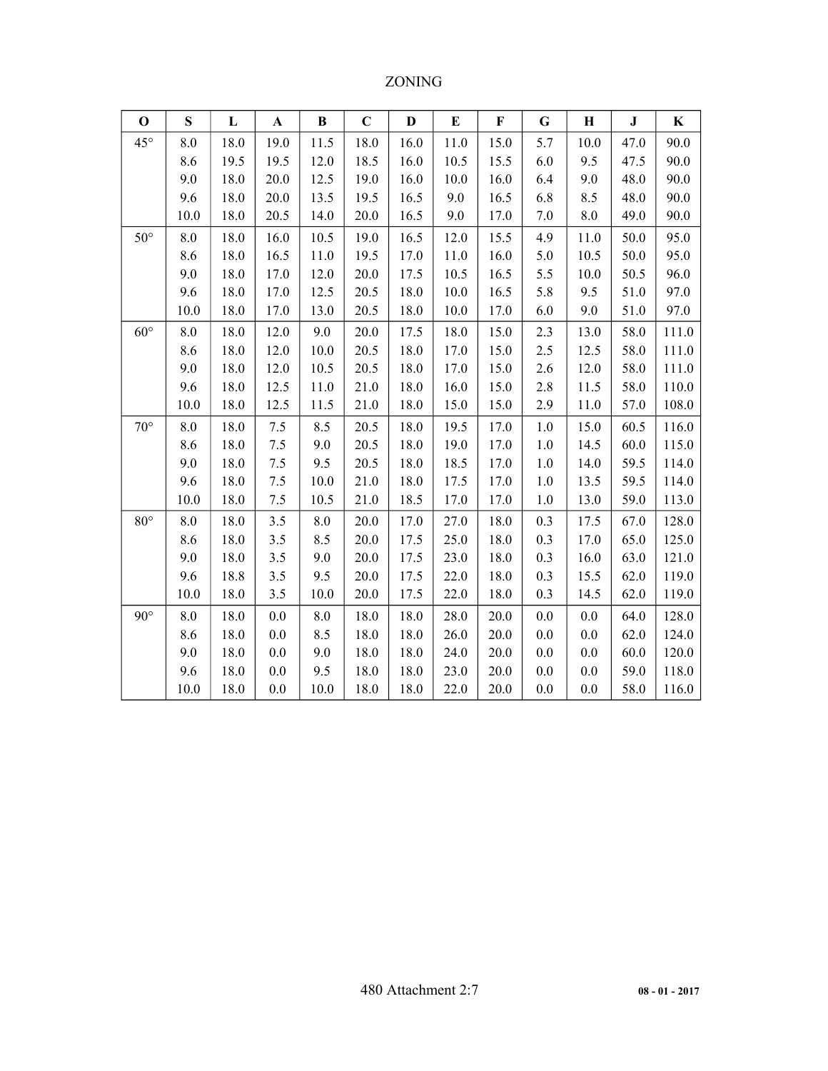| O | S | L | A | B | C | D | E | F | G | H | J | K |
|---|---|---|---|---|---|---|---|---|---|---|---|---|
| 45° | 8.0 | 18.0 | 19.0 | 11.5 | 18.0 | 16.0 | 11.0 | 15.0 | 5.7 | 10.0 | 47.0 | 90.0 |
| | 8.6 | 19.5 | 19.5 | 12.0 | 18.5 | 16.0 | 10.5 | 15.5 | 6.0 | 9.5 | 47.5 | 90.0 |
| | 9.0 | 18.0 | 20.0 | 12.5 | 19.0 | 16.0 | 10.0 | 16.0 | 6.4 | 9.0 | 48.0 | 90.0 |
| | 9.6 | 18.0 | 20.0 | 13.5 | 19.5 | 16.5 | 9.0 | 16.5 | 6.8 | 8.5 | 48.0 | 90.0 |
| | 10.0 | 18.0 | 20.5 | 14.0 | 20.0 | 16.5 | 9.0 | 17.0 | 7.0 | 8.0 | 49.0 | 90.0 |
| 50° | 8.0 | 18.0 | 16.0 | 10.5 | 19.0 | 16.5 | 12.0 | 15.5 | 4.9 | 11.0 | 50.0 | 95.0 |
| | 8.6 | 18.0 | 16.5 | 11.0 | 19.5 | 17.0 | 11.0 | 16.0 | 5.0 | 10.5 | 50.0 | 95.0 |
| | 9.0 | 18.0 | 17.0 | 12.0 | 20.0 | 17.5 | 10.5 | 16.5 | 5.5 | 10.0 | 50.5 | 96.0 |
| | 9.6 | 18.0 | 17.0 | 12.5 | 20.5 | 18.0 | 10.0 | 16.5 | 5.8 | 9.5 | 51.0 | 97.0 |
| | 10.0 | 18.0 | 17.0 | 13.0 | 20.5 | 18.0 | 10.0 | 17.0 | 6.0 | 9.0 | 51.0 | 97.0 |
| 60° | 8.0 | 18.0 | 12.0 | 9.0 | 20.0 | 17.5 | 18.0 | 15.0 | 2.3 | 13.0 | 58.0 | 111.0 |
| | 8.6 | 18.0 | 12.0 | 10.0 | 20.5 | 18.0 | 17.0 | 15.0 | 2.5 | 12.5 | 58.0 | 111.0 |
| | 9.0 | 18.0 | 12.0 | 10.5 | 20.5 | 18.0 | 17.0 | 15.0 | 2.6 | 12.0 | 58.0 | 111.0 |
| | 9.6 | 18.0 | 12.5 | 11.0 | 21.0 | 18.0 | 16.0 | 15.0 | 2.8 | 11.5 | 58.0 | 110.0 |
| | 10.0 | 18.0 | 12.5 | 11.5 | 21.0 | 18.0 | 15.0 | 15.0 | 2.9 | 11.0 | 57.0 | 108.0 |
| 70° | 8.0 | 18.0 | 7.5 | 8.5 | 20.5 | 18.0 | 19.5 | 17.0 | 1.0 | 15.0 | 60.5 | 116.0 |
| | 8.6 | 18.0 | 7.5 | 9.0 | 20.5 | 18.0 | 19.0 | 17.0 | 1.0 | 14.5 | 60.0 | 115.0 |
| | 9.0 | 18.0 | 7.5 | 9.5 | 20.5 | 18.0 | 18.5 | 17.0 | 1.0 | 14.0 | 59.5 | 114.0 |
| | 9.6 | 18.0 | 7.5 | 10.0 | 21.0 | 18.0 | 17.5 | 17.0 | 1.0 | 13.5 | 59.5 | 114.0 |
| | 10.0 | 18.0 | 7.5 | 10.5 | 21.0 | 18.5 | 17.0 | 17.0 | 1.0 | 13.0 | 59.0 | 113.0 |
| 80° | 8.0 | 18.0 | 3.5 | 8.0 | 20.0 | 17.0 | 27.0 | 18.0 | 0.3 | 17.5 | 67.0 | 128.0 |
| | 8.6 | 18.0 | 3.5 | 8.5 | 20.0 | 17.5 | 25.0 | 18.0 | 0.3 | 17.0 | 65.0 | 125.0 |
| | 9.0 | 18.0 | 3.5 | 9.0 | 20.0 | 17.5 | 23.0 | 18.0 | 0.3 | 16.0 | 63.0 | 121.0 |
| | 9.6 | 18.8 | 3.5 | 9.5 | 20.0 | 17.5 | 22.0 | 18.0 | 0.3 | 15.5 | 62.0 | 119.0 |
| | 10.0 | 18.0 | 3.5 | 10.0 | 20.0 | 17.5 | 22.0 | 18.0 | 0.3 | 14.5 | 62.0 | 119.0 |
| 90° | 8.0 | 18.0 | 0.0 | 8.0 | 18.0 | 18.0 | 28.0 | 20.0 | 0.0 | 0.0 | 64.0 | 128.0 |
| | 8.6 | 18.0 | 0.0 | 8.5 | 18.0 | 18.0 | 26.0 | 20.0 | 0.0 | 0.0 | 62.0 | 124.0 |
| | 9.0 | 18.0 | 0.0 | 9.0 | 18.0 | 18.0 | 24.0 | 20.0 | 0.0 | 0.0 | 60.0 | 120.0 |
| | 9.6 | 18.0 | 0.0 | 9.5 | 18.0 | 18.0 | 23.0 | 20.0 | 0.0 | 0.0 | 59.0 | 118.0 |
| | 10.0 | 18.0 | 0.0 | 10.0 | 18.0 | 18.0 | 22.0 | 20.0 | 0.0 | 0.0 | 58.0 | 116.0 |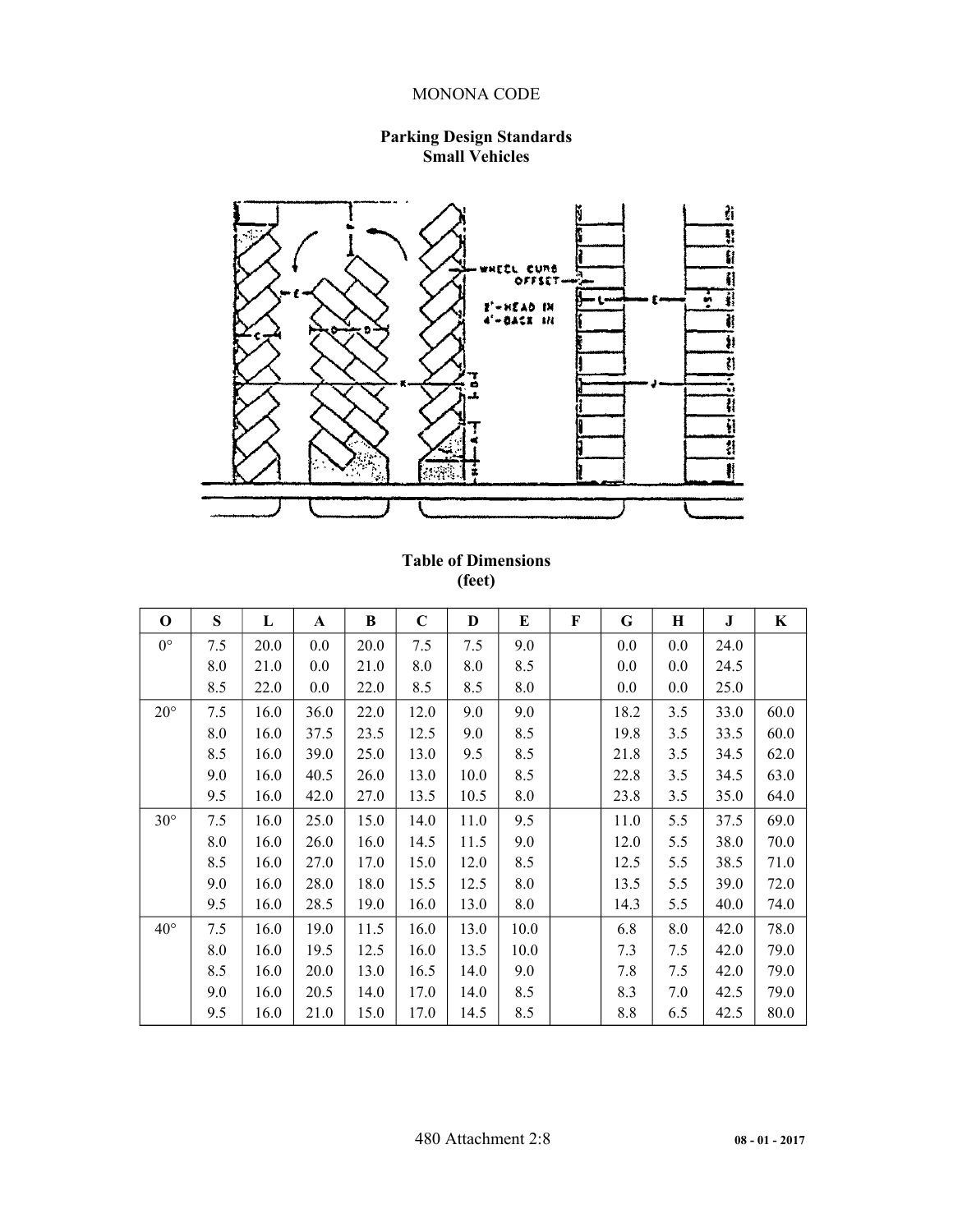# Parking Design Standards
## Small Vehicles

WHEEL CURB OFFSET

2'—HEAD IN
4'—BACK IN

### Table of Dimensions
(feet)

| O | S | L | A | B | C | D | E | F | G | H | J | K |
|---|---|---|---|---|---|---|---|---|---|---|---|---|
| 0° | 7.5 | 20.0 | 0.0 | 20.0 | 7.5 | 7.5 | 9.0 | | 0.0 | 0.0 | 24.0 | |
| | 8.0 | 21.0 | 0.0 | 21.0 | 8.0 | 8.0 | 8.5 | | 0.0 | 0.0 | 24.5 | |
| | 8.5 | 22.0 | 0.0 | 22.0 | 8.5 | 8.5 | 8.0 | | 0.0 | 0.0 | 25.0 | |
| 20° | 7.5 | 16.0 | 36.0 | 22.0 | 12.0 | 9.0 | 9.0 | | 18.2 | 3.5 | 33.0 | 60.0 |
| | 8.0 | 16.0 | 37.5 | 23.5 | 12.5 | 9.0 | 8.5 | | 19.8 | 3.5 | 33.5 | 60.0 |
| | 8.5 | 16.0 | 39.0 | 25.0 | 13.0 | 9.5 | 8.5 | | 21.8 | 3.5 | 34.5 | 62.0 |
| | 9.0 | 16.0 | 40.5 | 26.0 | 13.0 | 10.0 | 8.5 | | 22.8 | 3.5 | 34.5 | 63.0 |
| | 9.5 | 16.0 | 42.0 | 27.0 | 13.5 | 10.5 | 8.0 | | 23.8 | 3.5 | 35.0 | 64.0 |
| 30° | 7.5 | 16.0 | 25.0 | 15.0 | 14.0 | 11.0 | 9.5 | | 11.0 | 5.5 | 37.5 | 69.0 |
| | 8.0 | 16.0 | 26.0 | 16.0 | 14.5 | 11.5 | 9.0 | | 12.0 | 5.5 | 38.0 | 70.0 |
| | 8.5 | 16.0 | 27.0 | 17.0 | 15.0 | 12.0 | 8.5 | | 12.5 | 5.5 | 38.5 | 71.0 |
| | 9.0 | 16.0 | 28.0 | 18.0 | 15.5 | 12.5 | 8.0 | | 13.5 | 5.5 | 39.0 | 72.0 |
| | 9.5 | 16.0 | 28.5 | 19.0 | 16.0 | 13.0 | 8.0 | | 14.3 | 5.5 | 40.0 | 74.0 |
| 40° | 7.5 | 16.0 | 19.0 | 11.5 | 16.0 | 13.0 | 10.0 | | 6.8 | 8.0 | 42.0 | 78.0 |
| | 8.0 | 16.0 | 19.5 | 12.5 | 16.0 | 13.5 | 10.0 | | 7.3 | 7.5 | 42.0 | 79.0 |
| | 8.5 | 16.0 | 20.0 | 13.0 | 16.5 | 14.0 | 9.0 | | 7.8 | 7.5 | 42.0 | 79.0 |
| | 9.0 | 16.0 | 20.5 | 14.0 | 17.0 | 14.0 | 8.5 | | 8.3 | 7.0 | 42.5 | 79.0 |
| | 9.5 | 16.0 | 21.0 | 15.0 | 17.0 | 14.5 | 8.5 | | 8.8 | 6.5 | 42.5 | 80.0 |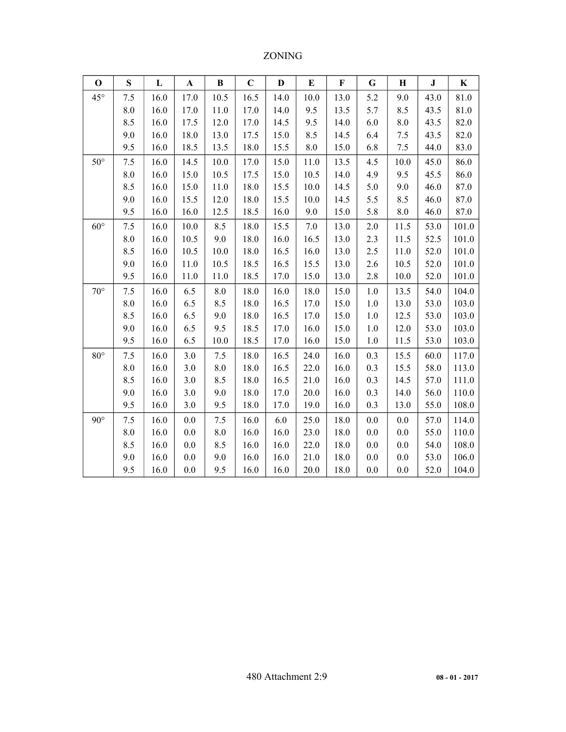| O | S | L | A | B | C | D | E | F | G | H | J | K |
|---|---|---|---|---|---|---|---|---|---|---|---|---|
| 45° | 7.5 | 16.0 | 17.0 | 10.5 | 16.5 | 14.0 | 10.0 | 13.0 | 5.2 | 9.0 | 43.0 | 81.0 |
| | 8.0 | 16.0 | 17.0 | 11.0 | 17.0 | 14.0 | 9.5 | 13.5 | 5.7 | 8.5 | 43.5 | 81.0 |
| | 8.5 | 16.0 | 17.5 | 12.0 | 17.0 | 14.5 | 9.5 | 14.0 | 6.0 | 8.0 | 43.5 | 82.0 |
| | 9.0 | 16.0 | 18.0 | 13.0 | 17.5 | 15.0 | 8.5 | 14.5 | 6.4 | 7.5 | 43.5 | 82.0 |
| | 9.5 | 16.0 | 18.5 | 13.5 | 18.0 | 15.5 | 8.0 | 15.0 | 6.8 | 7.5 | 44.0 | 83.0 |
| 50° | 7.5 | 16.0 | 14.5 | 10.0 | 17.0 | 15.0 | 11.0 | 13.5 | 4.5 | 10.0 | 45.0 | 86.0 |
| | 8.0 | 16.0 | 15.0 | 10.5 | 17.5 | 15.0 | 10.5 | 14.0 | 4.9 | 9.5 | 45.5 | 86.0 |
| | 8.5 | 16.0 | 15.0 | 11.0 | 18.0 | 15.5 | 10.0 | 14.5 | 5.0 | 9.0 | 46.0 | 87.0 |
| | 9.0 | 16.0 | 15.5 | 12.0 | 18.0 | 15.5 | 10.0 | 14.5 | 5.5 | 8.5 | 46.0 | 87.0 |
| | 9.5 | 16.0 | 16.0 | 12.5 | 18.5 | 16.0 | 9.0 | 15.0 | 5.8 | 8.0 | 46.0 | 87.0 |
| 60° | 7.5 | 16.0 | 10.0 | 8.5 | 18.0 | 15.5 | 7.0 | 13.0 | 2.0 | 11.5 | 53.0 | 101.0 |
| | 8.0 | 16.0 | 10.5 | 9.0 | 18.0 | 16.0 | 16.5 | 13.0 | 2.3 | 11.5 | 52.5 | 101.0 |
| | 8.5 | 16.0 | 10.5 | 10.0 | 18.0 | 16.5 | 16.0 | 13.0 | 2.5 | 11.0 | 52.0 | 101.0 |
| | 9.0 | 16.0 | 11.0 | 10.5 | 18.5 | 16.5 | 15.5 | 13.0 | 2.6 | 10.5 | 52.0 | 101.0 |
| | 9.5 | 16.0 | 11.0 | 11.0 | 18.5 | 17.0 | 15.0 | 13.0 | 2.8 | 10.0 | 52.0 | 101.0 |
| 70° | 7.5 | 16.0 | 6.5 | 8.0 | 18.0 | 16.0 | 18.0 | 15.0 | 1.0 | 13.5 | 54.0 | 104.0 |
| | 8.0 | 16.0 | 6.5 | 8.5 | 18.0 | 16.5 | 17.0 | 15.0 | 1.0 | 13.0 | 53.0 | 103.0 |
| | 8.5 | 16.0 | 6.5 | 9.0 | 18.0 | 16.5 | 17.0 | 15.0 | 1.0 | 12.5 | 53.0 | 103.0 |
| | 9.0 | 16.0 | 6.5 | 9.5 | 18.5 | 17.0 | 16.0 | 15.0 | 1.0 | 12.0 | 53.0 | 103.0 |
| | 9.5 | 16.0 | 6.5 | 10.0 | 18.5 | 17.0 | 16.0 | 15.0 | 1.0 | 11.5 | 53.0 | 103.0 |
| 80° | 7.5 | 16.0 | 3.0 | 7.5 | 18.0 | 16.5 | 24.0 | 16.0 | 0.3 | 15.5 | 60.0 | 117.0 |
| | 8.0 | 16.0 | 3.0 | 8.0 | 18.0 | 16.5 | 22.0 | 16.0 | 0.3 | 15.5 | 58.0 | 113.0 |
| | 8.5 | 16.0 | 3.0 | 8.5 | 18.0 | 16.5 | 21.0 | 16.0 | 0.3 | 14.5 | 57.0 | 111.0 |
| | 9.0 | 16.0 | 3.0 | 9.0 | 18.0 | 17.0 | 20.0 | 16.0 | 0.3 | 14.0 | 56.0 | 110.0 |
| | 9.5 | 16.0 | 3.0 | 9.5 | 18.0 | 17.0 | 19.0 | 16.0 | 0.3 | 13.0 | 55.0 | 108.0 |
| 90° | 7.5 | 16.0 | 0.0 | 7.5 | 16.0 | 6.0 | 25.0 | 18.0 | 0.0 | 0.0 | 57.0 | 114.0 |
| | 8.0 | 16.0 | 0.0 | 8.0 | 16.0 | 16.0 | 23.0 | 18.0 | 0.0 | 0.0 | 55.0 | 110.0 |
| | 8.5 | 16.0 | 0.0 | 8.5 | 16.0 | 16.0 | 22.0 | 18.0 | 0.0 | 0.0 | 54.0 | 108.0 |
| | 9.0 | 16.0 | 0.0 | 9.0 | 16.0 | 16.0 | 21.0 | 18.0 | 0.0 | 0.0 | 53.0 | 106.0 |
| | 9.5 | 16.0 | 0.0 | 9.5 | 16.0 | 16.0 | 20.0 | 18.0 | 0.0 | 0.0 | 52.0 | 104.0 |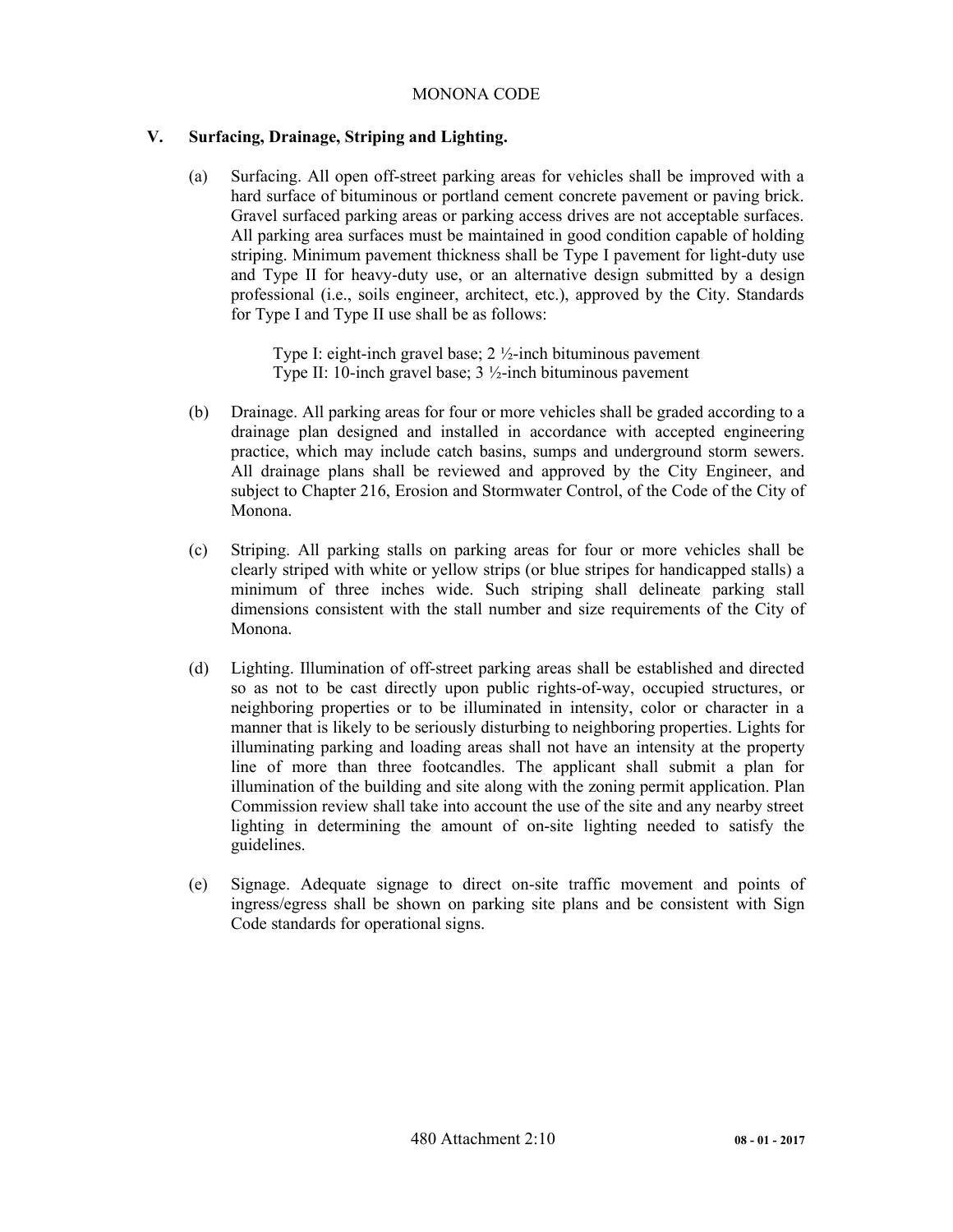## V. Surfacing, Drainage, Striping and Lighting.

(a) Surfacing. All open off-street parking areas for vehicles shall be improved with a hard surface of bituminous or portland cement concrete pavement or paving brick. Gravel surfaced parking areas or parking access drives are not acceptable surfaces. All parking area surfaces must be maintained in good condition capable of holding striping. Minimum pavement thickness shall be Type I pavement for light-duty use and Type II for heavy-duty use, or an alternative design submitted by a design professional (i.e., soils engineer, architect, etc.), approved by the City. Standards for Type I and Type II use shall be as follows:

> Type I: eight-inch gravel base; 2 ½-inch bituminous pavement
> Type II: 10-inch gravel base; 3 ½-inch bituminous pavement

(b) Drainage. All parking areas for four or more vehicles shall be graded according to a drainage plan designed and installed in accordance with accepted engineering practice, which may include catch basins, sumps and underground storm sewers. All drainage plans shall be reviewed and approved by the City Engineer, and subject to Chapter 216, Erosion and Stormwater Control, of the Code of the City of Monona.

(c) Striping. All parking stalls on parking areas for four or more vehicles shall be clearly striped with white or yellow strips (or blue stripes for handicapped stalls) a minimum of three inches wide. Such striping shall delineate parking stall dimensions consistent with the stall number and size requirements of the City of Monona.

(d) Lighting. Illumination of off-street parking areas shall be established and directed so as not to be cast directly upon public rights-of-way, occupied structures, or neighboring properties or to be illuminated in intensity, color or character in a manner that is likely to be seriously disturbing to neighboring properties. Lights for illuminating parking and loading areas shall not have an intensity at the property line of more than three footcandles. The applicant shall submit a plan for illumination of the building and site along with the zoning permit application. Plan Commission review shall take into account the use of the site and any nearby street lighting in determining the amount of on-site lighting needed to satisfy the guidelines.

(e) Signage. Adequate signage to direct on-site traffic movement and points of ingress/egress shall be shown on parking site plans and be consistent with Sign Code standards for operational signs.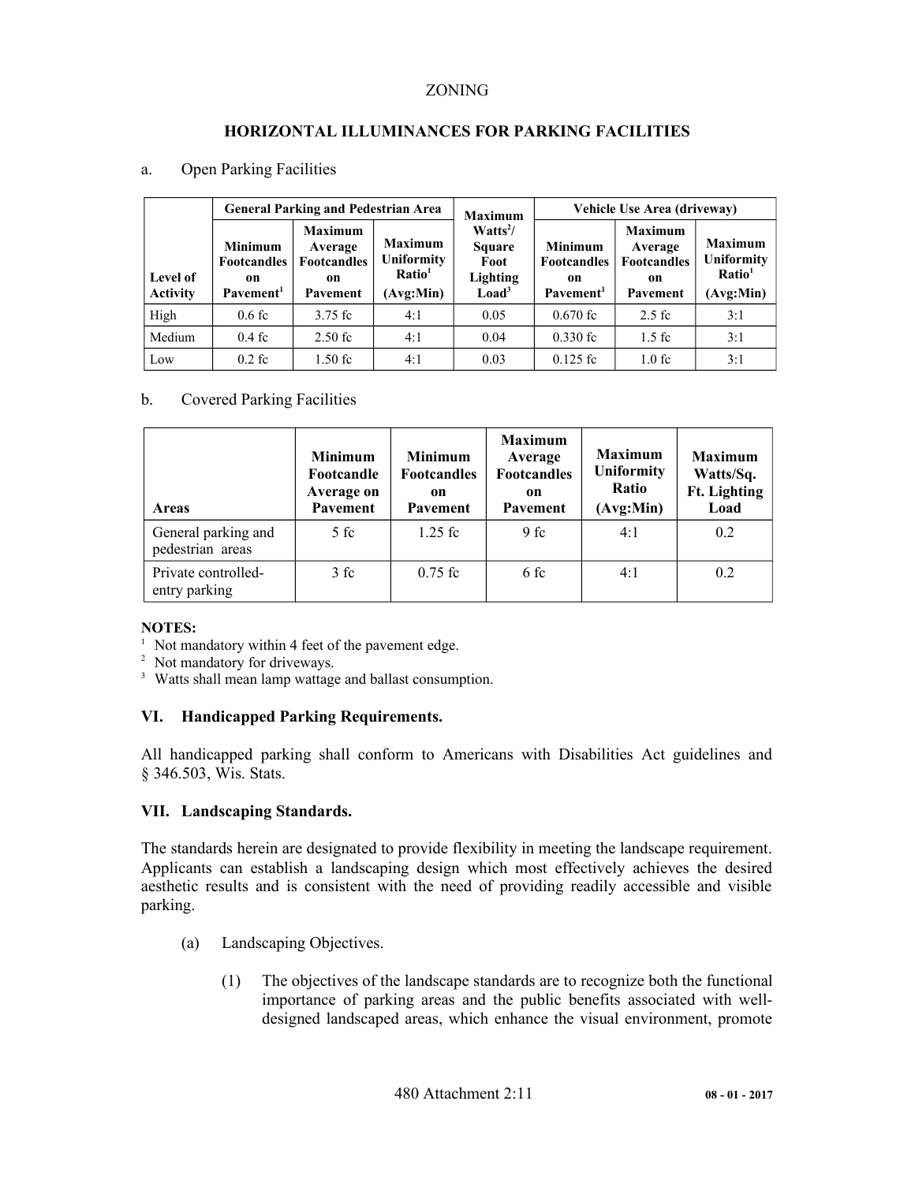ZONING

## HORIZONTAL ILLUMINANCES FOR PARKING FACILITIES

a. Open Parking Facilities

| Level of Activity | General Parking and Pedestrian Area | | | Maximum Watts[2]/ Square Foot Lighting Load[3] | Vehicle Use Area (driveway) | | |
|---|---|---|---|---|---|---|---|
| | Minimum Footcandles on Pavement[1] | Maximum Average Footcandles on Pavement | Maximum Uniformity Ratio[1] (Avg:Min) | | Minimum Footcandles on Pavement[1] | Maximum Average Footcandles on Pavement | Maximum Uniformity Ratio[1] (Avg:Min) |
| High | 0.6 fc | 3.75 fc | 4:1 | 0.05 | 0.670 fc | 2.5 fc | 3:1 |
| Medium | 0.4 fc | 2.50 fc | 4:1 | 0.04 | 0.330 fc | 1.5 fc | 3:1 |
| Low | 0.2 fc | 1.50 fc | 4:1 | 0.03 | 0.125 fc | 1.0 fc | 3:1 |

b. Covered Parking Facilities

| Areas | Minimum Footcandle Average on Pavement | Minimum Footcandles on Pavement | Maximum Average Footcandles on Pavement | Maximum Uniformity Ratio (Avg:Min) | Maximum Watts/Sq. Ft. Lighting Load |
|---|---|---|---|---|---|
| General parking and pedestrian areas | 5 fc | 1.25 fc | 9 fc | 4:1 | 0.2 |
| Private controlled-entry parking | 3 fc | 0.75 fc | 6 fc | 4:1 | 0.2 |

**NOTES:**

[1] Not mandatory within 4 feet of the pavement edge.

[2] Not mandatory for driveways.

[3] Watts shall mean lamp wattage and ballast consumption.

### VI. Handicapped Parking Requirements.

All handicapped parking shall conform to Americans with Disabilities Act guidelines and § 346.503, Wis. Stats.

### VII. Landscaping Standards.

The standards herein are designated to provide flexibility in meeting the landscape requirement. Applicants can establish a landscaping design which most effectively achieves the desired aesthetic results and is consistent with the need of providing readily accessible and visible parking.

(a) Landscaping Objectives.

(1) The objectives of the landscape standards are to recognize both the functional importance of parking areas and the public benefits associated with well-designed landscaped areas, which enhance the visual environment, promote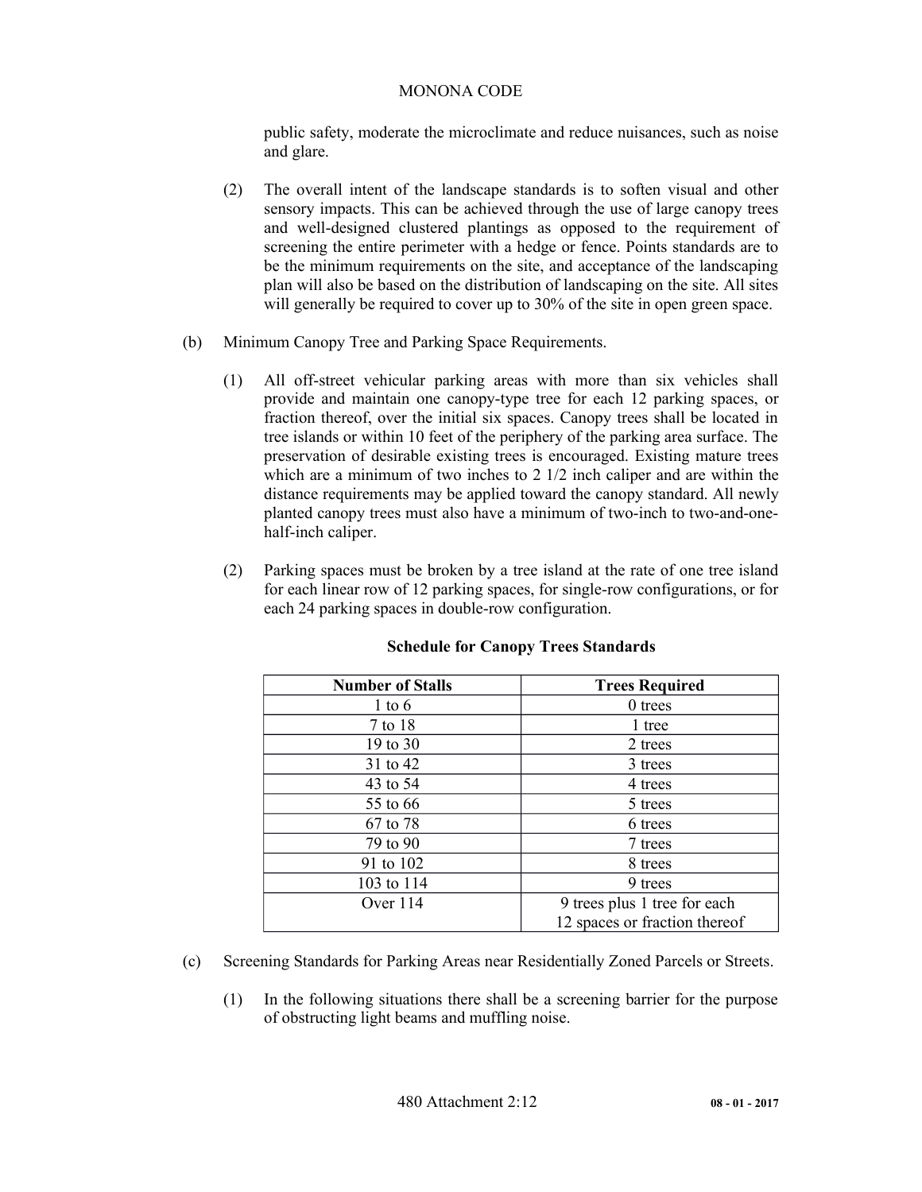public safety, moderate the microclimate and reduce nuisances, such as noise and glare.

(2) The overall intent of the landscape standards is to soften visual and other sensory impacts. This can be achieved through the use of large canopy trees and well-designed clustered plantings as opposed to the requirement of screening the entire perimeter with a hedge or fence. Points standards are to be the minimum requirements on the site, and acceptance of the landscaping plan will also be based on the distribution of landscaping on the site. All sites will generally be required to cover up to 30% of the site in open green space.

(b) Minimum Canopy Tree and Parking Space Requirements.

(1) All off-street vehicular parking areas with more than six vehicles shall provide and maintain one canopy-type tree for each 12 parking spaces, or fraction thereof, over the initial six spaces. Canopy trees shall be located in tree islands or within 10 feet of the periphery of the parking area surface. The preservation of desirable existing trees is encouraged. Existing mature trees which are a minimum of two inches to 2 1/2 inch caliper and are within the distance requirements may be applied toward the canopy standard. All newly planted canopy trees must also have a minimum of two-inch to two-and-one-half-inch caliper.

(2) Parking spaces must be broken by a tree island at the rate of one tree island for each linear row of 12 parking spaces, for single-row configurations, or for each 24 parking spaces in double-row configuration.

**Schedule for Canopy Trees Standards**

| Number of Stalls | Trees Required |
|---|---|
| 1 to 6 | 0 trees |
| 7 to 18 | 1 tree |
| 19 to 30 | 2 trees |
| 31 to 42 | 3 trees |
| 43 to 54 | 4 trees |
| 55 to 66 | 5 trees |
| 67 to 78 | 6 trees |
| 79 to 90 | 7 trees |
| 91 to 102 | 8 trees |
| 103 to 114 | 9 trees |
| Over 114 | 9 trees plus 1 tree for each 12 spaces or fraction thereof |

(c) Screening Standards for Parking Areas near Residentially Zoned Parcels or Streets.

(1) In the following situations there shall be a screening barrier for the purpose of obstructing light beams and muffling noise.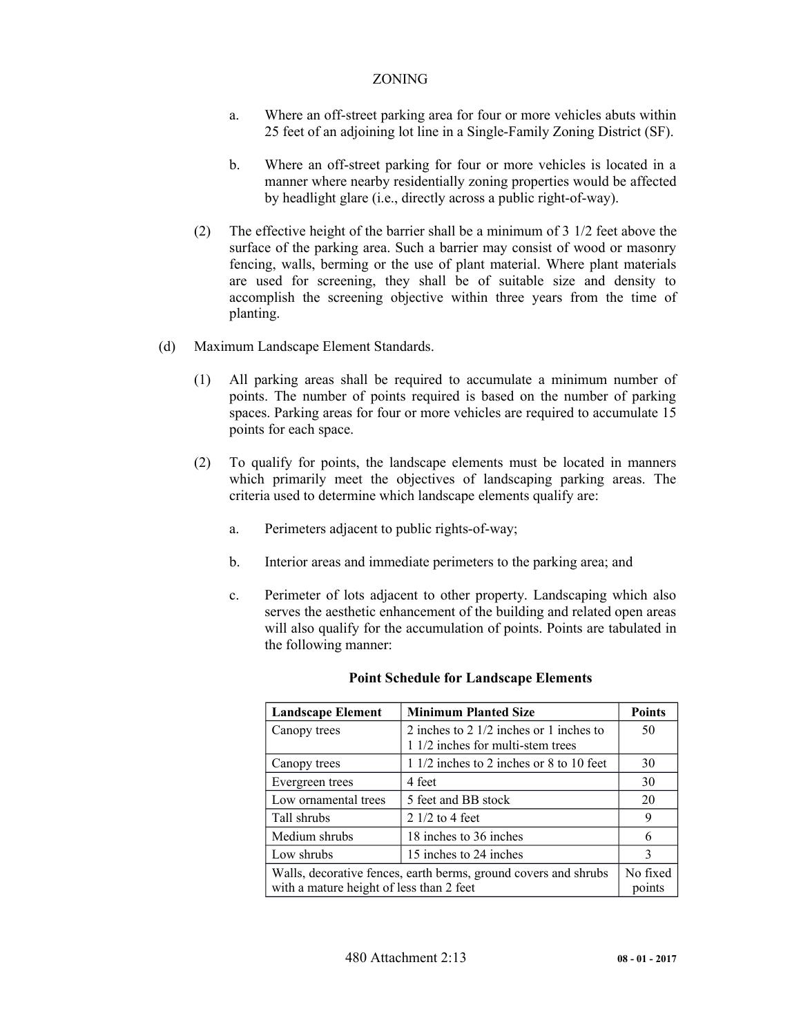a. Where an off-street parking area for four or more vehicles abuts within 25 feet of an adjoining lot line in a Single-Family Zoning District (SF).

b. Where an off-street parking for four or more vehicles is located in a manner where nearby residentially zoning properties would be affected by headlight glare (i.e., directly across a public right-of-way).

(2) The effective height of the barrier shall be a minimum of 3 1/2 feet above the surface of the parking area. Such a barrier may consist of wood or masonry fencing, walls, berming or the use of plant material. Where plant materials are used for screening, they shall be of suitable size and density to accomplish the screening objective within three years from the time of planting.

(d) Maximum Landscape Element Standards.

(1) All parking areas shall be required to accumulate a minimum number of points. The number of points required is based on the number of parking spaces. Parking areas for four or more vehicles are required to accumulate 15 points for each space.

(2) To qualify for points, the landscape elements must be located in manners which primarily meet the objectives of landscaping parking areas. The criteria used to determine which landscape elements qualify are:

a. Perimeters adjacent to public rights-of-way;

b. Interior areas and immediate perimeters to the parking area; and

c. Perimeter of lots adjacent to other property. Landscaping which also serves the aesthetic enhancement of the building and related open areas will also qualify for the accumulation of points. Points are tabulated in the following manner:

**Point Schedule for Landscape Elements**

| Landscape Element | Minimum Planted Size | Points |
|---|---|---|
| Canopy trees | 2 inches to 2 1/2 inches or 1 inches to 1 1/2 inches for multi-stem trees | 50 |
| Canopy trees | 1 1/2 inches to 2 inches or 8 to 10 feet | 30 |
| Evergreen trees | 4 feet | 30 |
| Low ornamental trees | 5 feet and BB stock | 20 |
| Tall shrubs | 2 1/2 to 4 feet | 9 |
| Medium shrubs | 18 inches to 36 inches | 6 |
| Low shrubs | 15 inches to 24 inches | 3 |
| Walls, decorative fences, earth berms, ground covers and shrubs with a mature height of less than 2 feet | | No fixed points |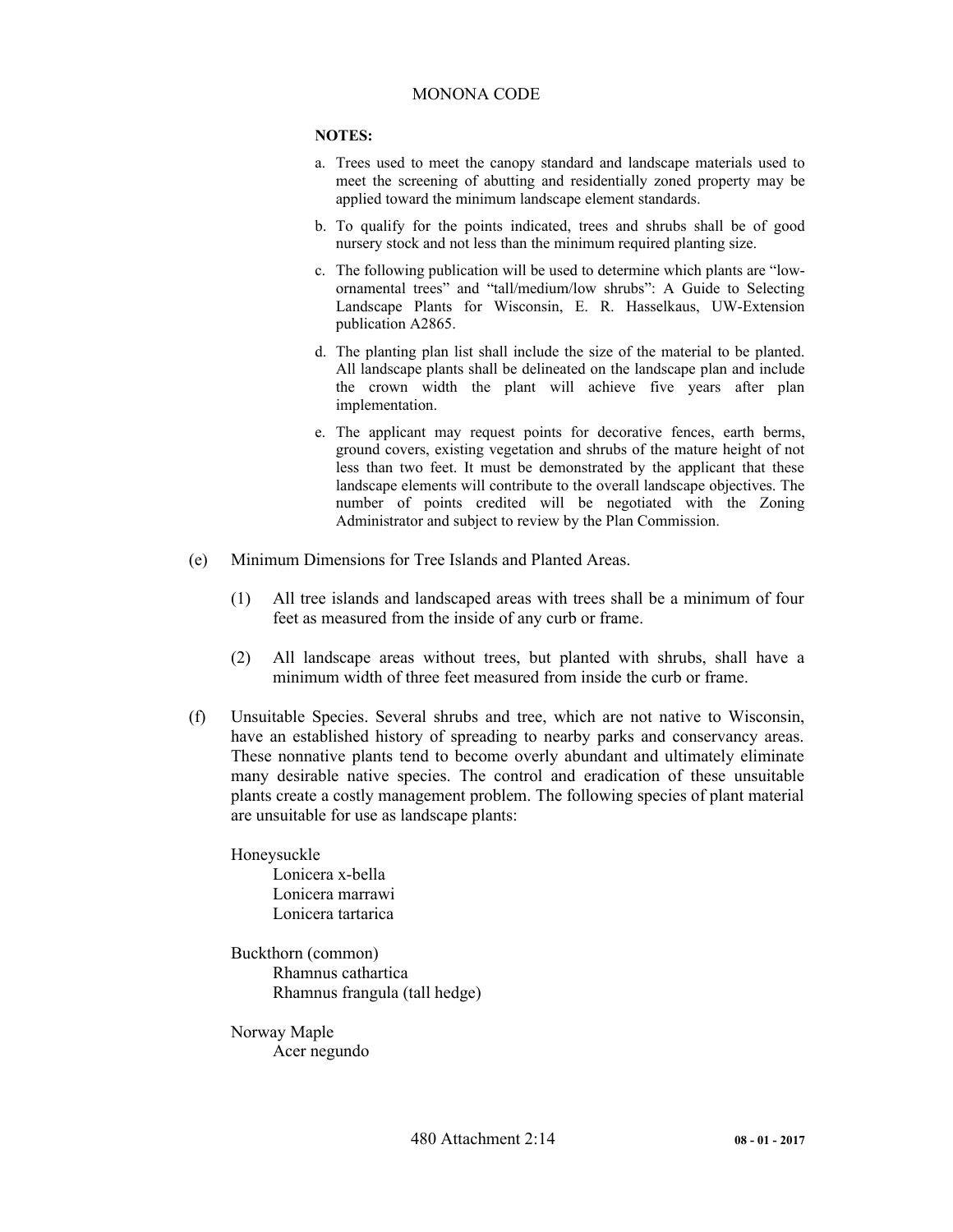**NOTES:**

a. Trees used to meet the canopy standard and landscape materials used to meet the screening of abutting and residentially zoned property may be applied toward the minimum landscape element standards.

b. To qualify for the points indicated, trees and shrubs shall be of good nursery stock and not less than the minimum required planting size.

c. The following publication will be used to determine which plants are "low-ornamental trees" and "tall/medium/low shrubs": A Guide to Selecting Landscape Plants for Wisconsin, E. R. Hasselkaus, UW-Extension publication A2865.

d. The planting plan list shall include the size of the material to be planted. All landscape plants shall be delineated on the landscape plan and include the crown width the plant will achieve five years after plan implementation.

e. The applicant may request points for decorative fences, earth berms, ground covers, existing vegetation and shrubs of the mature height of not less than two feet. It must be demonstrated by the applicant that these landscape elements will contribute to the overall landscape objectives. The number of points credited will be negotiated with the Zoning Administrator and subject to review by the Plan Commission.

(e) Minimum Dimensions for Tree Islands and Planted Areas.

(1) All tree islands and landscaped areas with trees shall be a minimum of four feet as measured from the inside of any curb or frame.

(2) All landscape areas without trees, but planted with shrubs, shall have a minimum width of three feet measured from inside the curb or frame.

(f) Unsuitable Species. Several shrubs and tree, which are not native to Wisconsin, have an established history of spreading to nearby parks and conservancy areas. These nonnative plants tend to become overly abundant and ultimately eliminate many desirable native species. The control and eradication of these unsuitable plants create a costly management problem. The following species of plant material are unsuitable for use as landscape plants:

Honeysuckle
- Lonicera x-bella
- Lonicera marrawi
- Lonicera tartarica

Buckthorn (common)
- Rhamnus cathartica
- Rhamnus frangula (tall hedge)

Norway Maple
- Acer negundo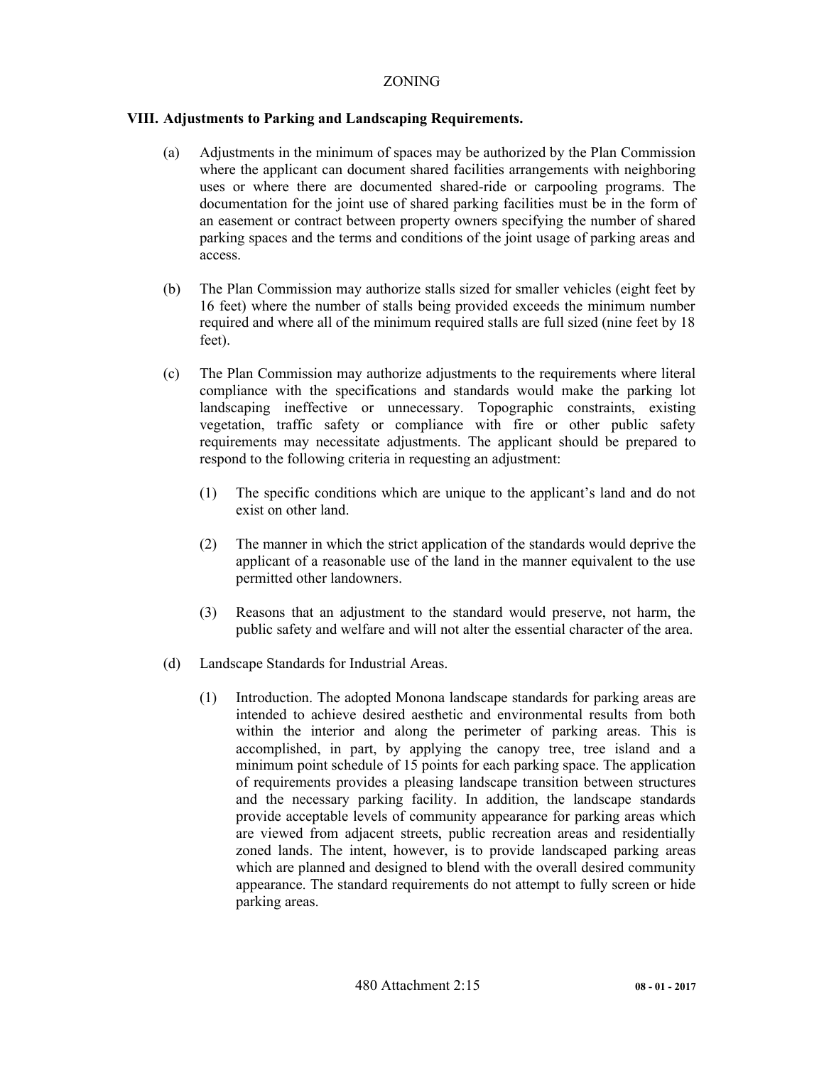## VIII. Adjustments to Parking and Landscaping Requirements.

(a) Adjustments in the minimum of spaces may be authorized by the Plan Commission where the applicant can document shared facilities arrangements with neighboring uses or where there are documented shared-ride or carpooling programs. The documentation for the joint use of shared parking facilities must be in the form of an easement or contract between property owners specifying the number of shared parking spaces and the terms and conditions of the joint usage of parking areas and access.

(b) The Plan Commission may authorize stalls sized for smaller vehicles (eight feet by 16 feet) where the number of stalls being provided exceeds the minimum number required and where all of the minimum required stalls are full sized (nine feet by 18 feet).

(c) The Plan Commission may authorize adjustments to the requirements where literal compliance with the specifications and standards would make the parking lot landscaping ineffective or unnecessary. Topographic constraints, existing vegetation, traffic safety or compliance with fire or other public safety requirements may necessitate adjustments. The applicant should be prepared to respond to the following criteria in requesting an adjustment:

   (1) The specific conditions which are unique to the applicant's land and do not exist on other land.

   (2) The manner in which the strict application of the standards would deprive the applicant of a reasonable use of the land in the manner equivalent to the use permitted other landowners.

   (3) Reasons that an adjustment to the standard would preserve, not harm, the public safety and welfare and will not alter the essential character of the area.

(d) Landscape Standards for Industrial Areas.

   (1) Introduction. The adopted Monona landscape standards for parking areas are intended to achieve desired aesthetic and environmental results from both within the interior and along the perimeter of parking areas. This is accomplished, in part, by applying the canopy tree, tree island and a minimum point schedule of 15 points for each parking space. The application of requirements provides a pleasing landscape transition between structures and the necessary parking facility. In addition, the landscape standards provide acceptable levels of community appearance for parking areas which are viewed from adjacent streets, public recreation areas and residentially zoned lands. The intent, however, is to provide landscaped parking areas which are planned and designed to blend with the overall desired community appearance. The standard requirements do not attempt to fully screen or hide parking areas.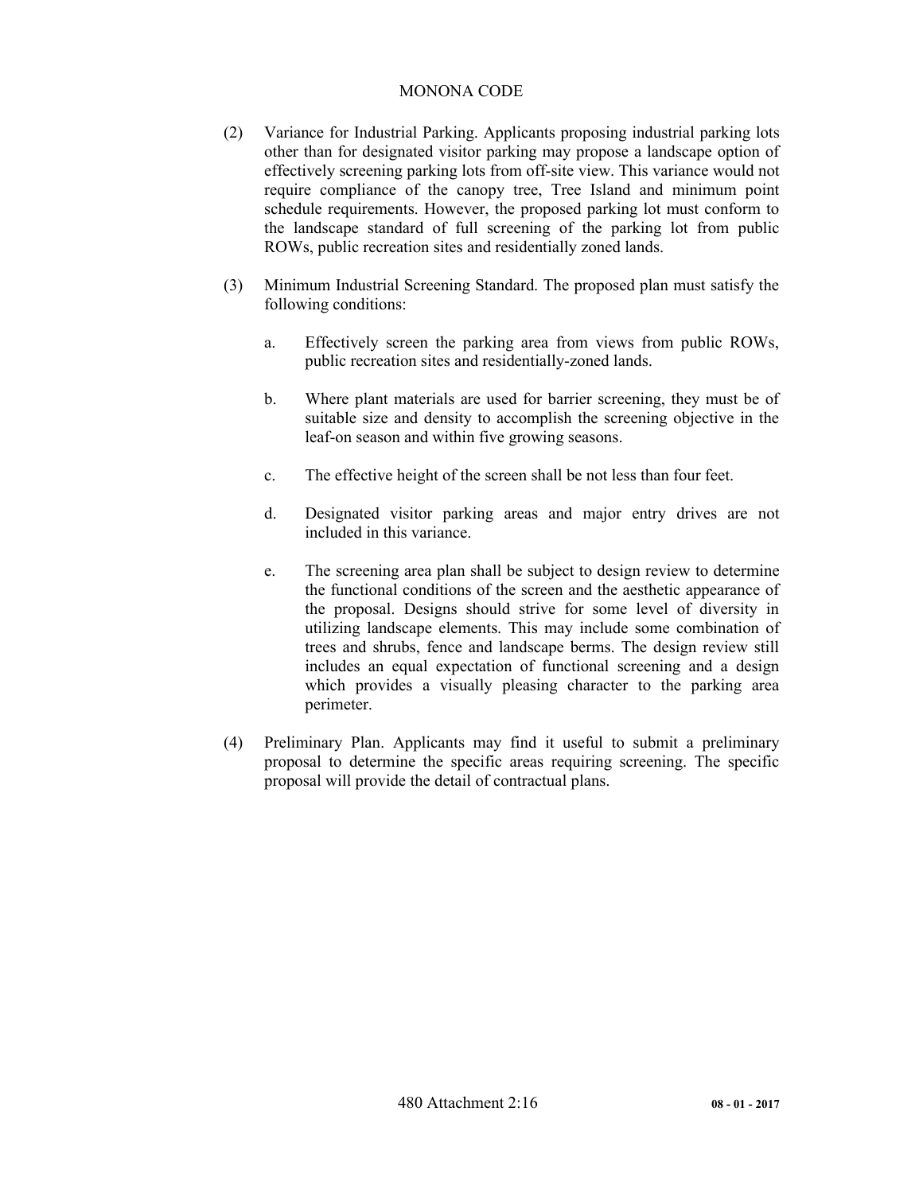(2) Variance for Industrial Parking. Applicants proposing industrial parking lots other than for designated visitor parking may propose a landscape option of effectively screening parking lots from off-site view. This variance would not require compliance of the canopy tree, Tree Island and minimum point schedule requirements. However, the proposed parking lot must conform to the landscape standard of full screening of the parking lot from public ROWs, public recreation sites and residentially zoned lands.

(3) Minimum Industrial Screening Standard. The proposed plan must satisfy the following conditions:

a. Effectively screen the parking area from views from public ROWs, public recreation sites and residentially-zoned lands.

b. Where plant materials are used for barrier screening, they must be of suitable size and density to accomplish the screening objective in the leaf-on season and within five growing seasons.

c. The effective height of the screen shall be not less than four feet.

d. Designated visitor parking areas and major entry drives are not included in this variance.

e. The screening area plan shall be subject to design review to determine the functional conditions of the screen and the aesthetic appearance of the proposal. Designs should strive for some level of diversity in utilizing landscape elements. This may include some combination of trees and shrubs, fence and landscape berms. The design review still includes an equal expectation of functional screening and a design which provides a visually pleasing character to the parking area perimeter.

(4) Preliminary Plan. Applicants may find it useful to submit a preliminary proposal to determine the specific areas requiring screening. The specific proposal will provide the detail of contractual plans.